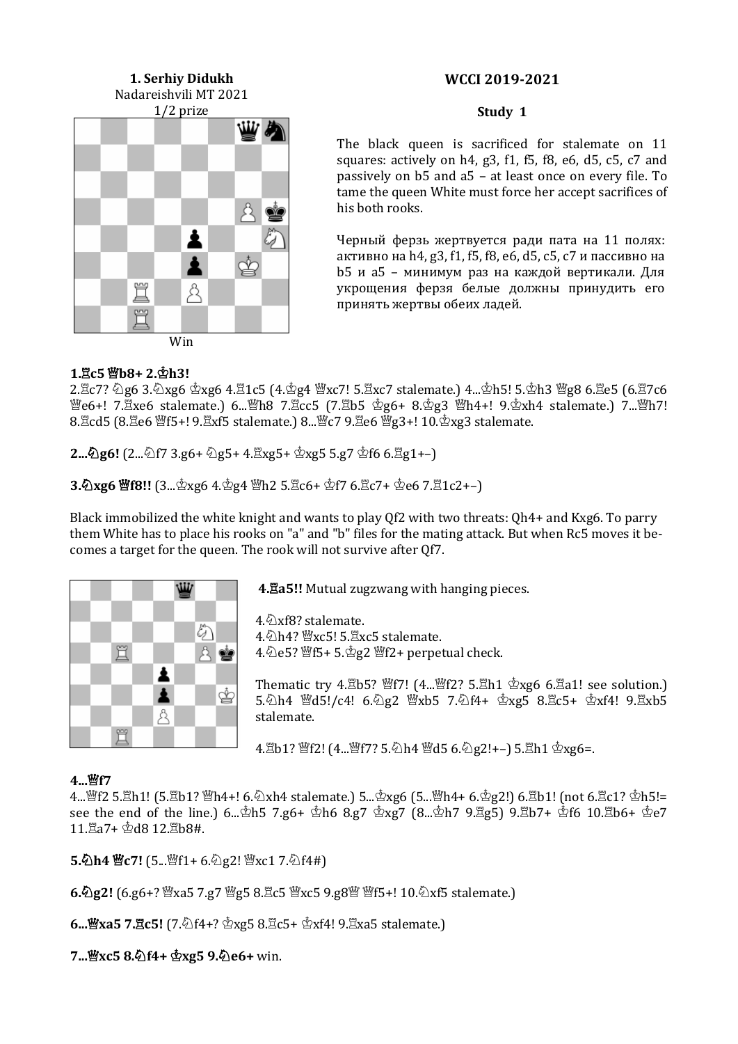**1. Serhiy Didukh**
Nadareishvili MT 2021
1/2 prize

Win

## WCCI 2019-2021

### Study 1

The black queen is sacrificed for stalemate on 11 squares: actively on h4, g3, f1, f5, f8, e6, d5, c5, c7 and passively on b5 and a5 – at least once on every file. To tame the queen White must force her accept sacrifices of his both rooks.

Черный ферзь жертвуется ради пата на 11 полях: активно на h4, g3, f1, f5, f8, e6, d5, c5, c7 и пассивно на b5 и a5 – минимум раз на каждой вертикали. Для укрощения ферзя белые должны принудить его принять жертвы обеих ладей.

**1.♖c5 ♛b8+ 2.♔h3!**
2.♖c7? ♘g6 3.♘xg6 ♔xg6 4.♖1c5 (4.♔g4 ♛xc7! 5.♖xc7 stalemate.) 4...♔h5! 5.♔h3 ♛g8 6.♖e5 (6.♖7c6 ♛e6+! 7.♖xe6 stalemate.) 6...♛h8 7.♖cc5 (7.♖b5 ♔g6+ 8.♔g3 ♛h4+! 9.♔xh4 stalemate.) 7...♛h7! 8.♖cd5 (8.♖e6 ♛f5+! 9.♖xf5 stalemate.) 8...♛c7 9.♖e6 ♛g3+! 10.♔xg3 stalemate.

**2...♘g6!** (2...♘f7 3.g6+ ♘g5+ 4.♖xg5+ ♔xg5 5.g7 ♔f6 6.♖g1+–)

**3.♘xg6 ♛f8!!** (3...♔xg6 4.♔g4 ♛h2 5.♖c6+ ♔f7 6.♖c7+ ♔e6 7.♖1c2+–)

Black immobilized the white knight and wants to play Qf2 with two threats: Qh4+ and Kxg6. To parry them White has to place his rooks on "a" and "b" files for the mating attack. But when Rc5 moves it becomes a target for the queen. The rook will not survive after Qf7.

**4.♖a5!!** Mutual zugzwang with hanging pieces.

4.♘xf8? stalemate.
4.♘h4? ♛xc5! 5.♖xc5 stalemate.
4.♘e5? ♛f5+ 5.♔g2 ♛f2+ perpetual check.

Thematic try 4.♖b5? ♛f7! (4...♛f2? 5.♖h1 ♔xg6 6.♖a1! see solution.) 5.♘h4 ♛d5!/c4! 6.♘g2 ♛xb5 7.♘f4+ ♔xg5 8.♖c5+ ♔xf4! 9.♖xb5 stalemate.

4.♖b1? ♛f2! (4...♛f7? 5.♘h4 ♛d5 6.♘g2!+–) 5.♖h1 ♔xg6=.

**4...♛f7**
4...♛f2 5.♖h1! (5.♖b1? ♛h4+! 6.♘xh4 stalemate.) 5...♔xg6 (5...♛h4+ 6.♔g2!) 6.♖b1! (not 6.♖c1? ♔h5!= see the end of the line.) 6...♔h5 7.g6+ ♔h6 8.g7 ♔xg7 (8...♔h7 9.♖g5) 9.♖b7+ ♔f6 10.♖b6+ ♔e7 11.♖a7+ ♔d8 12.♖b8#.

**5.♘h4 ♛c7!** (5...♛f1+ 6.♘g2! ♛xc1 7.♘f4#)

**6.♘g2!** (6.g6+? ♛xa5 7.g7 ♛g5 8.♖c5 ♛xc5 9.g8♛ ♛f5+! 10.♘xf5 stalemate.)

**6...♛xa5 7.♖c5!** (7.♘f4+? ♔xg5 8.♖c5+ ♔xf4! 9.♖xa5 stalemate.)

**7...♛xc5 8.♘f4+ ♔xg5 9.♘e6+** win.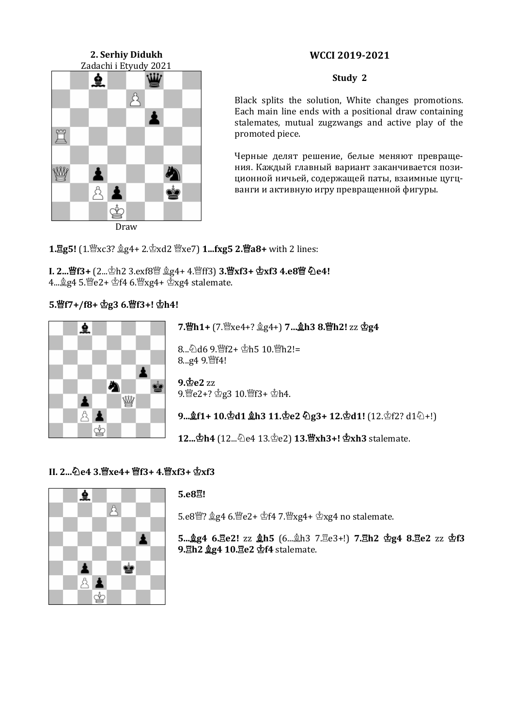**2. Serhiy Didukh**
Zadachi i Etyudy 2021

Draw

## WCCI 2019-2021

### Study 2

Black splits the solution, White changes promotions. Each main line ends with a positional draw containing stalemates, mutual zugzwangs and active play of the promoted piece.

Черные делят решение, белые меняют превращения. Каждый главный вариант заканчивается позиционной ничьей, содержащей паты, взаимные цугцванги и активную игру превращенной фигуры.

**1.♖g5!** (1.♕xc3? ♗g4+ 2.♔xd2 ♕xe7) **1...fxg5 2.♕a8+** with 2 lines:

**I. 2...♕f3+** (2...♔h2 3.exf8♕ ♗g4+ 4.♕ff3) **3.♕xf3+ ♔xf3 4.e8♕ ♘e4!**
4...♗g4 5.♕e2+ ♔f4 6.♕xg4+ ♔xg4 stalemate.

**5.♕f7+/f8+ ♔g3 6.♕f3+! ♔h4!**

**7.♕h1+** (7.♕xe4+? ♗g4+) **7...♗h3 8.♕h2!** zz **♔g4**

8...♘d6 9.♕f2+ ♔h5 10.♕h2!=
8...g4 9.♕f4!

**9.♔e2** zz
9.♕e2+? ♔g3 10.♕f3+ ♔h4.

**9...♗f1+ 10.♔d1 ♗h3 11.♔e2 ♘g3+ 12.♔d1!** (12.♔f2? d1♘+!)

**12...♔h4** (12...♘e4 13.♔e2) **13.♕xh3+! ♔xh3** stalemate.

**II. 2...♘e4 3.♕xe4+ ♕f3+ 4.♕xf3+ ♔xf3**

**5.e8♖!**

5.e8♕? ♗g4 6.♕e2+ ♔f4 7.♕xg4+ ♔xg4 no stalemate.

**5...♗g4 6.♖e2!** zz **♗h5** (6...♗h3 7.♖e3+!) **7.♖h2 ♔g4 8.♖e2** zz **♔f3 9.♖h2 ♗g4 10.♖e2 ♔f4** stalemate.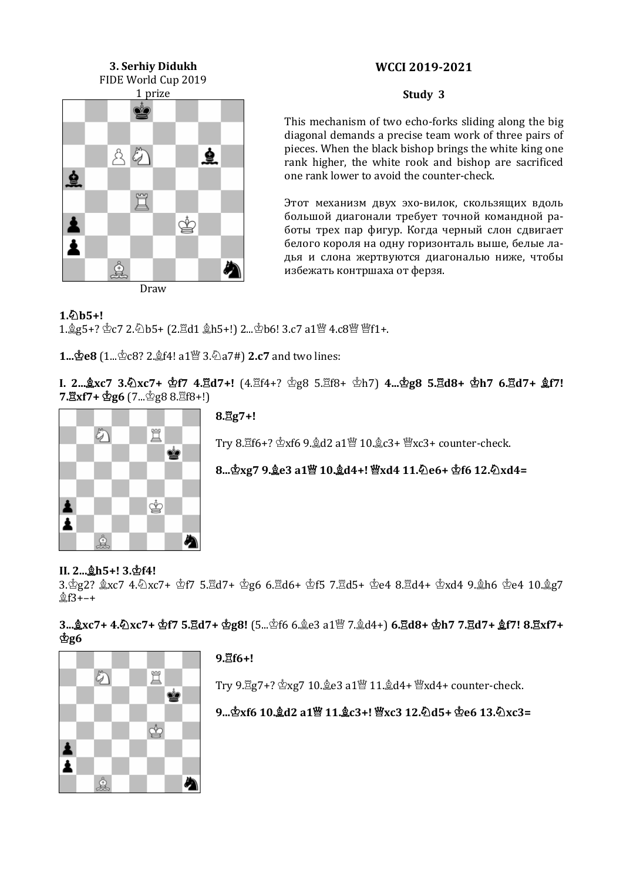**3. Serhiy Didukh**
FIDE World Cup 2019
1 prize

Draw

## WCCI 2019-2021

### Study 3

This mechanism of two echo-forks sliding along the big diagonal demands a precise team work of three pairs of pieces. When the black bishop brings the white king one rank higher, the white rook and bishop are sacrificed one rank lower to avoid the counter-check.

Этот механизм двух эхо-вилок, скользящих вдоль большой диагонали требует точной командной работы трех пар фигур. Когда черный слон сдвигает белого короля на одну горизонталь выше, белые ладья и слона жертвуются диагональю ниже, чтобы избежать контршаха от ферзя.

**1.♘b5+!**
1.♗g5+? ♔c7 2.♘b5+ (2.♖d1 ♗h5+!) 2...♔b6! 3.c7 a1♕ 4.c8♕ ♕f1+.

**1...♔e8** (1...♔c8? 2.♗f4! a1♕ 3.♘a7#) **2.c7** and two lines:

**I. 2...♗xc7 3.♘xc7+ ♔f7 4.♖d7+!** (4.♖f4+? ♔g8 5.♖f8+ ♔h7) **4...♔g8 5.♖d8+ ♔h7 6.♖d7+ ♗f7! 7.♖xf7+ ♔g6** (7...♔g8 8.♖f8+!)

**8.♖g7+!**

Try 8.♖f6+? ♔xf6 9.♗d2 a1♕ 10.♗c3+ ♕xc3+ counter-check.

**8...♔xg7 9.♗e3 a1♕ 10.♗d4+! ♕xd4 11.♘e6+ ♔f6 12.♘xd4=**

**II. 2...♗h5+! 3.♔f4!**
3.♔g2? ♗xc7 4.♘xc7+ ♔f7 5.♖d7+ ♔g6 6.♖d6+ ♔f5 7.♖d5+ ♔e4 8.♖d4+ ♔xd4 9.♗h6 ♔e4 10.♗g7 ♗f3+–+

**3...♗xc7+ 4.♘xc7+ ♔f7 5.♖d7+ ♔g8!** (5...♔f6 6.♗e3 a1♕ 7.♗d4+) **6.♖d8+ ♔h7 7.♖d7+ ♗f7! 8.♖xf7+ ♔g6**

**9.♖f6+!**

Try 9.♖g7+? ♔xg7 10.♗e3 a1♕ 11.♗d4+ ♕xd4+ counter-check.

**9...♔xf6 10.♗d2 a1♕ 11.♗c3+! ♕xc3 12.♘d5+ ♔e6 13.♘xc3=**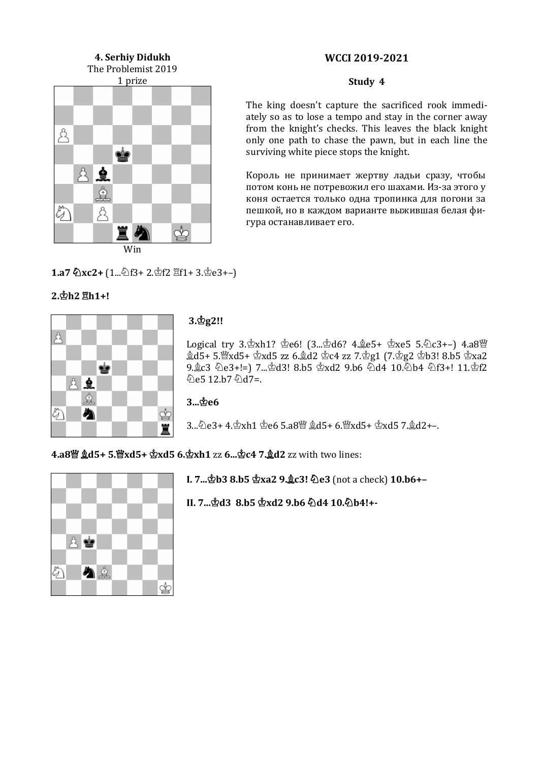**4. Serhiy Didukh**
The Problemist 2019
1 prize

Win

## WCCI 2019-2021

### Study 4

The king doesn't capture the sacrificed rook immediately so as to lose a tempo and stay in the corner away from the knight's checks. This leaves the black knight only one path to chase the pawn, but in each line the surviving white piece stops the knight.

Король не принимает жертву ладьи сразу, чтобы потом конь не потревожил его шахами. Из-за этого у коня остается только одна тропинка для погони за пешкой, но в каждом варианте выжившая белая фигура останавливает его.

**1.a7 ♘xc2+** (1...♘f3+ 2.♔f2 ♖f1+ 3.♔e3+–)

**2.♔h2 ♖h1+!**

**3.♔g2!!**

Logical try 3.♔xh1? ♔e6! (3...♔d6? 4.♗e5+ ♔xe5 5.♘c3+–) 4.a8♕ ♗d5+ 5.♕xd5+ ♔xd5 zz 6.♗d2 ♔c4 zz 7.♔g1 (7.♔g2 ♔b3! 8.b5 ♔xa2 9.♗c3 ♘e3+!=) 7...♔d3! 8.b5 ♔xd2 9.b6 ♘d4 10.♘b4 ♘f3+! 11.♔f2 ♘e5 12.b7 ♘d7=.

**3...♔e6**

3...♘e3+ 4.♔xh1 ♔e6 5.a8♕ ♗d5+ 6.♕xd5+ ♔xd5 7.♗d2+–.

**4.a8♕ ♗d5+ 5.♕xd5+ ♔xd5 6.♔xh1** zz **6...♔c4 7.♗d2** zz with two lines:

**I. 7...♔b3 8.b5 ♔xa2 9.♗c3! ♘e3** (not a check) **10.b6+–**

**II. 7...♔d3 8.b5 ♔xd2 9.b6 ♘d4 10.♘b4!+-**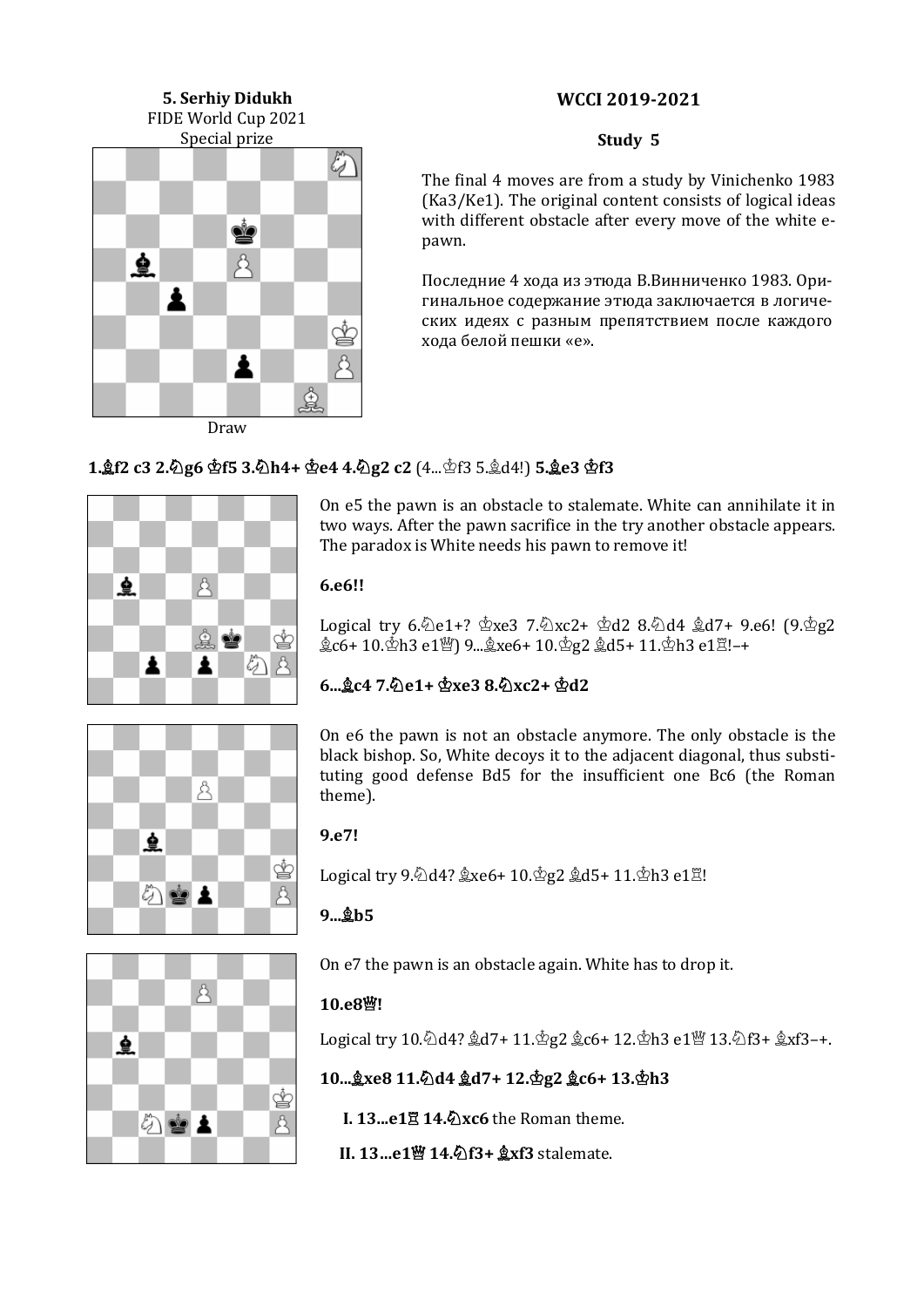**5. Serhiy Didukh**
FIDE World Cup 2021
Special prize

Draw

## WCCI 2019-2021

### Study 5

The final 4 moves are from a study by Vinichenko 1983 (Ka3/Ke1). The original content consists of logical ideas with different obstacle after every move of the white e-pawn.

Последние 4 хода из этюда В.Винниченко 1983. Оригинальное содержание этюда заключается в логических идеях с разным препятствием после каждого хода белой пешки «е».

**1.♗f2 c3 2.♘g6 ♔f5 3.♘h4+ ♔e4 4.♘g2 c2** (4...♔f3 5.♗d4!) **5.♗e3 ♔f3**

On e5 the pawn is an obstacle to stalemate. White can annihilate it in two ways. After the pawn sacrifice in the try another obstacle appears. The paradox is White needs his pawn to remove it!

**6.e6!!**

Logical try 6.♘e1+? ♔xe3 7.♘xc2+ ♔d2 8.♘d4 ♗d7+ 9.e6! (9.♔g2 ♗c6+ 10.♔h3 e1♕) 9...♗xe6+ 10.♔g2 ♗d5+ 11.♔h3 e1♖!–+

**6...♗c4 7.♘e1+ ♔xe3 8.♘xc2+ ♔d2**

On e6 the pawn is not an obstacle anymore. The only obstacle is the black bishop. So, White decoys it to the adjacent diagonal, thus substituting good defense Bd5 for the insufficient one Bc6 (the Roman theme).

**9.e7!**

Logical try 9.♘d4? ♗xe6+ 10.♔g2 ♗d5+ 11.♔h3 e1♖!

**9...♗b5**

On e7 the pawn is an obstacle again. White has to drop it.

**10.e8♕!**

Logical try 10.♘d4? ♗d7+ 11.♔g2 ♗c6+ 12.♔h3 e1♕ 13.♘f3+ ♗xf3–+.

**10...♗xe8 11.♘d4 ♗d7+ 12.♔g2 ♗c6+ 13.♔h3**

**I. 13...e1♖ 14.♘xc6** the Roman theme.

**II. 13...e1♕ 14.♘f3+ ♗xf3** stalemate.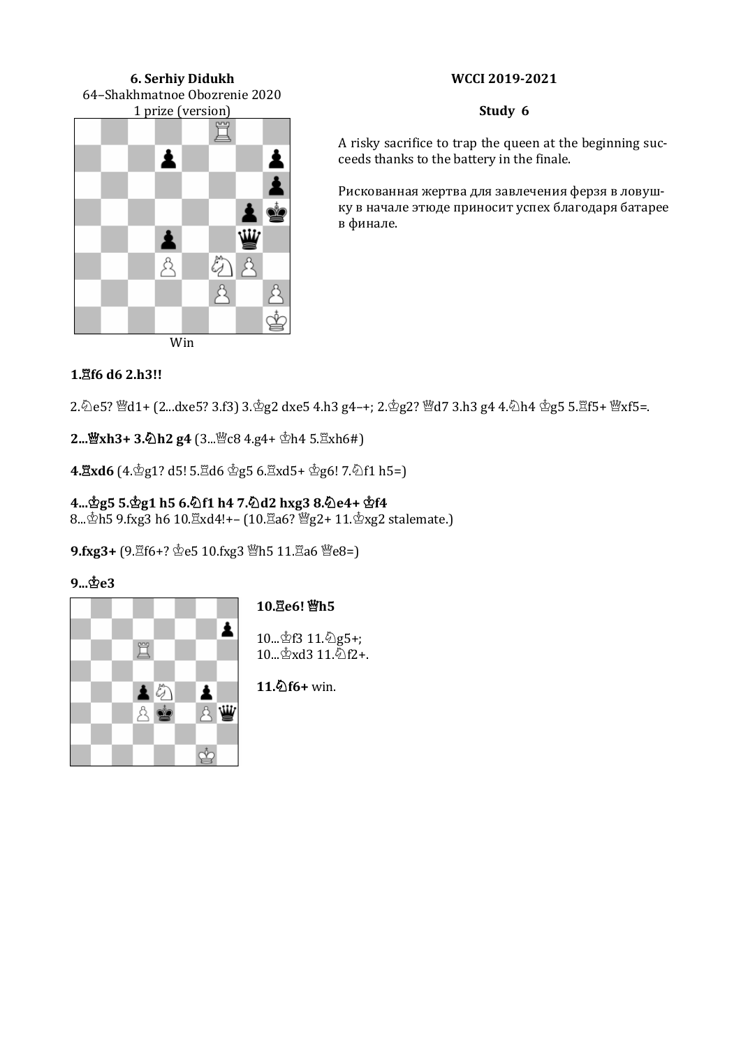**6. Serhiy Didukh**
64–Shakhmatnoe Obozrenie 2020
1 prize (version)

Win

**WCCI 2019-2021**

**Study 6**

A risky sacrifice to trap the queen at the beginning succeeds thanks to the battery in the finale.

Рискованная жертва для завлечения ферзя в ловушку в начале этюде приносит успех благодаря батарее в финале.

**1.♖f6 d6 2.h3!!**

2.♘e5? ♕d1+ (2...dxe5? 3.f3) 3.♔g2 dxe5 4.h3 g4–+; 2.♔g2? ♕d7 3.h3 g4 4.♘h4 ♔g5 5.♖f5+ ♕xf5=.

**2...♕xh3+ 3.♘h2 g4** (3...♕c8 4.g4+ ♔h4 5.♖xh6#)

**4.♖xd6** (4.♔g1? d5! 5.♖d6 ♔g5 6.♖xd5+ ♔g6! 7.♘f1 h5=)

**4...♔g5 5.♔g1 h5 6.♘f1 h4 7.♘d2 hxg3 8.♘e4+ ♔f4**
8...♔h5 9.fxg3 h6 10.♖xd4!+– (10.♖a6? ♕g2+ 11.♔xg2 stalemate.)

**9.fxg3+** (9.♖f6+? ♔e5 10.fxg3 ♕h5 11.♖a6 ♕e8=)

**9...♔e3**

**10.♖e6! ♕h5**

10...♔f3 11.♘g5+;
10...♔xd3 11.♘f2+.

**11.♘f6+** win.